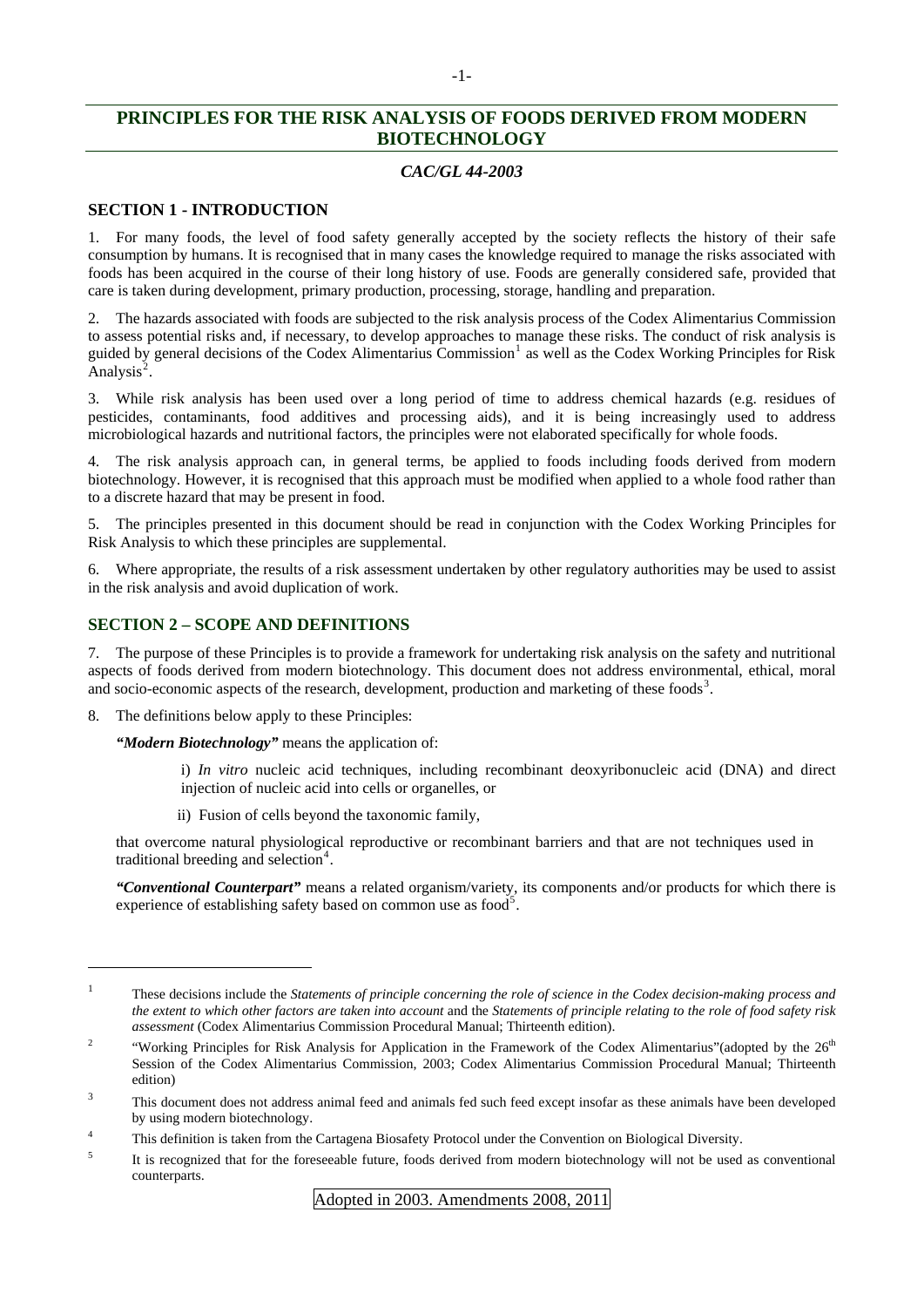# PRINCIPLES FOR THE RISK ANALYSIS OF FOODS DERIVED FROM MODERN BIOTECHNOLOGY

***CAC/GL 44-2003***

## SECTION 1 - INTRODUCTION

1. For many foods, the level of food safety generally accepted by the society reflects the history of their safe consumption by humans. It is recognised that in many cases the knowledge required to manage the risks associated with foods has been acquired in the course of their long history of use. Foods are generally considered safe, provided that care is taken during development, primary production, processing, storage, handling and preparation.

2. The hazards associated with foods are subjected to the risk analysis process of the Codex Alimentarius Commission to assess potential risks and, if necessary, to develop approaches to manage these risks. The conduct of risk analysis is guided by general decisions of the Codex Alimentarius Commission[1] as well as the Codex Working Principles for Risk Analysis[2].

3. While risk analysis has been used over a long period of time to address chemical hazards (e.g. residues of pesticides, contaminants, food additives and processing aids), and it is being increasingly used to address microbiological hazards and nutritional factors, the principles were not elaborated specifically for whole foods.

4. The risk analysis approach can, in general terms, be applied to foods including foods derived from modern biotechnology. However, it is recognised that this approach must be modified when applied to a whole food rather than to a discrete hazard that may be present in food.

5. The principles presented in this document should be read in conjunction with the Codex Working Principles for Risk Analysis to which these principles are supplemental.

6. Where appropriate, the results of a risk assessment undertaken by other regulatory authorities may be used to assist in the risk analysis and avoid duplication of work.

## SECTION 2 – SCOPE AND DEFINITIONS

7. The purpose of these Principles is to provide a framework for undertaking risk analysis on the safety and nutritional aspects of foods derived from modern biotechnology. This document does not address environmental, ethical, moral and socio-economic aspects of the research, development, production and marketing of these foods[3].

8. The definitions below apply to these Principles:

***"Modern Biotechnology"*** means the application of:

i) *In vitro* nucleic acid techniques, including recombinant deoxyribonucleic acid (DNA) and direct injection of nucleic acid into cells or organelles, or

ii) Fusion of cells beyond the taxonomic family,

that overcome natural physiological reproductive or recombinant barriers and that are not techniques used in traditional breeding and selection[4].

***"Conventional Counterpart"*** means a related organism/variety, its components and/or products for which there is experience of establishing safety based on common use as food[5].

---

[1] These decisions include the *Statements of principle concerning the role of science in the Codex decision-making process and the extent to which other factors are taken into account* and the *Statements of principle relating to the role of food safety risk assessment* (Codex Alimentarius Commission Procedural Manual; Thirteenth edition).

[2] "Working Principles for Risk Analysis for Application in the Framework of the Codex Alimentarius"(adopted by the 26th Session of the Codex Alimentarius Commission, 2003; Codex Alimentarius Commission Procedural Manual; Thirteenth edition)

[3] This document does not address animal feed and animals fed such feed except insofar as these animals have been developed by using modern biotechnology.

[4] This definition is taken from the Cartagena Biosafety Protocol under the Convention on Biological Diversity.

[5] It is recognized that for the foreseeable future, foods derived from modern biotechnology will not be used as conventional counterparts.

Adopted in 2003. Amendments 2008, 2011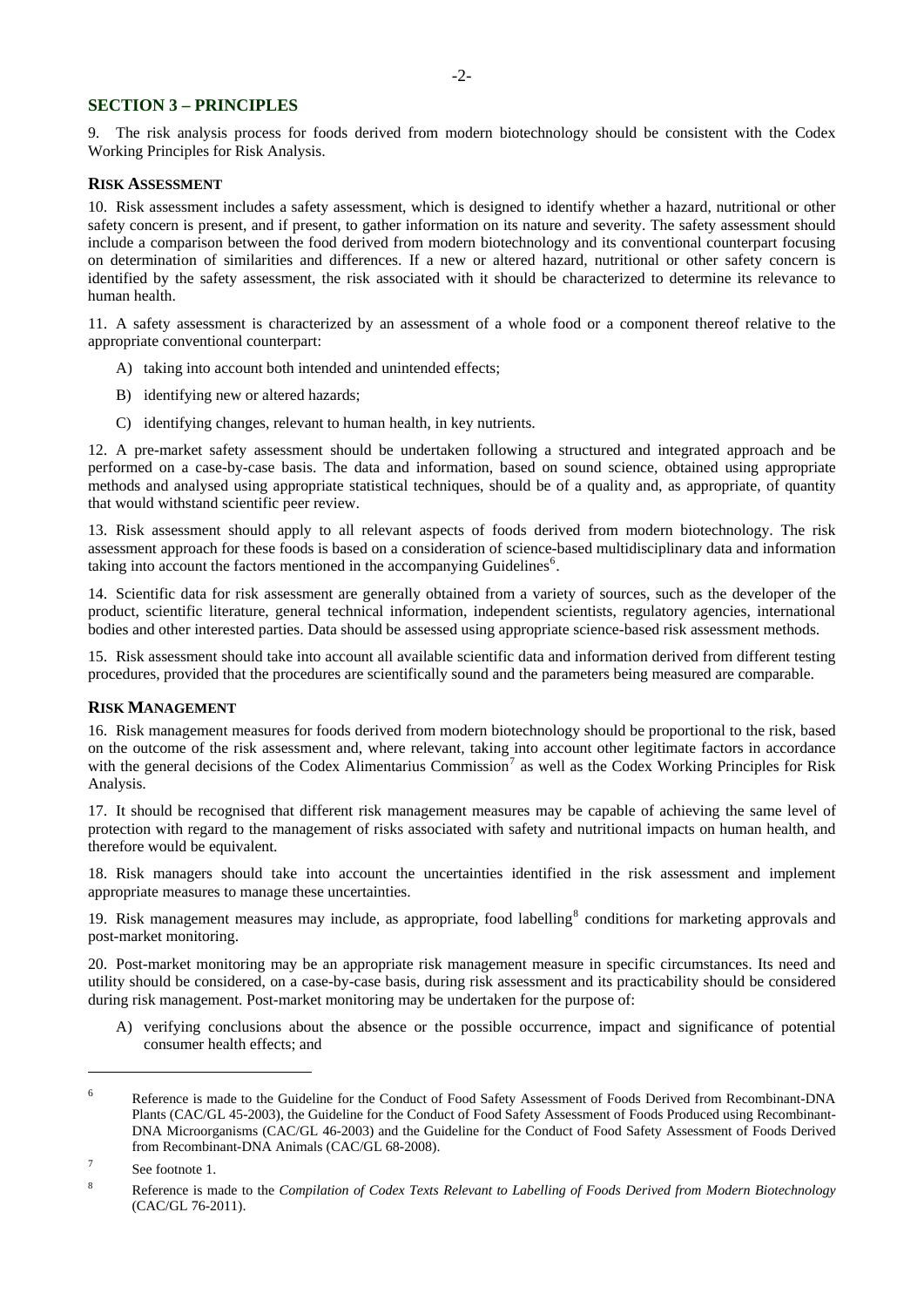## SECTION 3 – PRINCIPLES

9. The risk analysis process for foods derived from modern biotechnology should be consistent with the Codex Working Principles for Risk Analysis.

### RISK ASSESSMENT

10. Risk assessment includes a safety assessment, which is designed to identify whether a hazard, nutritional or other safety concern is present, and if present, to gather information on its nature and severity. The safety assessment should include a comparison between the food derived from modern biotechnology and its conventional counterpart focusing on determination of similarities and differences. If a new or altered hazard, nutritional or other safety concern is identified by the safety assessment, the risk associated with it should be characterized to determine its relevance to human health.

11. A safety assessment is characterized by an assessment of a whole food or a component thereof relative to the appropriate conventional counterpart:

A) taking into account both intended and unintended effects;

B) identifying new or altered hazards;

C) identifying changes, relevant to human health, in key nutrients.

12. A pre-market safety assessment should be undertaken following a structured and integrated approach and be performed on a case-by-case basis. The data and information, based on sound science, obtained using appropriate methods and analysed using appropriate statistical techniques, should be of a quality and, as appropriate, of quantity that would withstand scientific peer review.

13. Risk assessment should apply to all relevant aspects of foods derived from modern biotechnology. The risk assessment approach for these foods is based on a consideration of science-based multidisciplinary data and information taking into account the factors mentioned in the accompanying Guidelines[6].

14. Scientific data for risk assessment are generally obtained from a variety of sources, such as the developer of the product, scientific literature, general technical information, independent scientists, regulatory agencies, international bodies and other interested parties. Data should be assessed using appropriate science-based risk assessment methods.

15. Risk assessment should take into account all available scientific data and information derived from different testing procedures, provided that the procedures are scientifically sound and the parameters being measured are comparable.

### RISK MANAGEMENT

16. Risk management measures for foods derived from modern biotechnology should be proportional to the risk, based on the outcome of the risk assessment and, where relevant, taking into account other legitimate factors in accordance with the general decisions of the Codex Alimentarius Commission[7] as well as the Codex Working Principles for Risk Analysis.

17. It should be recognised that different risk management measures may be capable of achieving the same level of protection with regard to the management of risks associated with safety and nutritional impacts on human health, and therefore would be equivalent.

18. Risk managers should take into account the uncertainties identified in the risk assessment and implement appropriate measures to manage these uncertainties.

19. Risk management measures may include, as appropriate, food labelling[8] conditions for marketing approvals and post-market monitoring.

20. Post-market monitoring may be an appropriate risk management measure in specific circumstances. Its need and utility should be considered, on a case-by-case basis, during risk assessment and its practicability should be considered during risk management. Post-market monitoring may be undertaken for the purpose of:

A) verifying conclusions about the absence or the possible occurrence, impact and significance of potential consumer health effects; and

---

[6] Reference is made to the Guideline for the Conduct of Food Safety Assessment of Foods Derived from Recombinant-DNA Plants (CAC/GL 45-2003), the Guideline for the Conduct of Food Safety Assessment of Foods Produced using Recombinant-DNA Microorganisms (CAC/GL 46-2003) and the Guideline for the Conduct of Food Safety Assessment of Foods Derived from Recombinant-DNA Animals (CAC/GL 68-2008).

[7] See footnote 1.

[8] Reference is made to the *Compilation of Codex Texts Relevant to Labelling of Foods Derived from Modern Biotechnology* (CAC/GL 76-2011).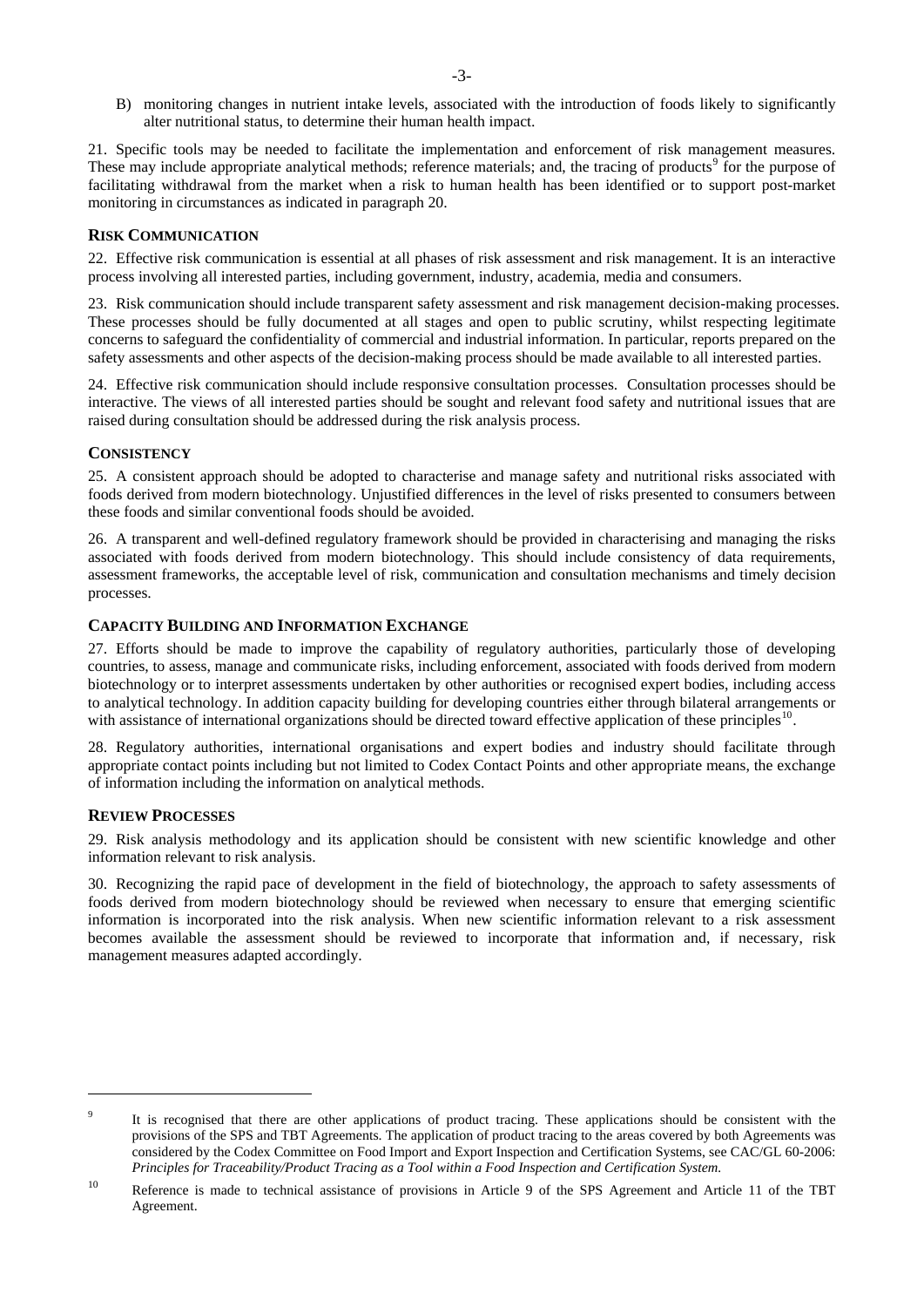B) monitoring changes in nutrient intake levels, associated with the introduction of foods likely to significantly alter nutritional status, to determine their human health impact.

21. Specific tools may be needed to facilitate the implementation and enforcement of risk management measures. These may include appropriate analytical methods; reference materials; and, the tracing of products[9] for the purpose of facilitating withdrawal from the market when a risk to human health has been identified or to support post-market monitoring in circumstances as indicated in paragraph 20.

## RISK COMMUNICATION

22. Effective risk communication is essential at all phases of risk assessment and risk management. It is an interactive process involving all interested parties, including government, industry, academia, media and consumers.

23. Risk communication should include transparent safety assessment and risk management decision-making processes. These processes should be fully documented at all stages and open to public scrutiny, whilst respecting legitimate concerns to safeguard the confidentiality of commercial and industrial information. In particular, reports prepared on the safety assessments and other aspects of the decision-making process should be made available to all interested parties.

24. Effective risk communication should include responsive consultation processes. Consultation processes should be interactive. The views of all interested parties should be sought and relevant food safety and nutritional issues that are raised during consultation should be addressed during the risk analysis process.

## CONSISTENCY

25. A consistent approach should be adopted to characterise and manage safety and nutritional risks associated with foods derived from modern biotechnology. Unjustified differences in the level of risks presented to consumers between these foods and similar conventional foods should be avoided.

26. A transparent and well-defined regulatory framework should be provided in characterising and managing the risks associated with foods derived from modern biotechnology. This should include consistency of data requirements, assessment frameworks, the acceptable level of risk, communication and consultation mechanisms and timely decision processes.

## CAPACITY BUILDING AND INFORMATION EXCHANGE

27. Efforts should be made to improve the capability of regulatory authorities, particularly those of developing countries, to assess, manage and communicate risks, including enforcement, associated with foods derived from modern biotechnology or to interpret assessments undertaken by other authorities or recognised expert bodies, including access to analytical technology. In addition capacity building for developing countries either through bilateral arrangements or with assistance of international organizations should be directed toward effective application of these principles[10].

28. Regulatory authorities, international organisations and expert bodies and industry should facilitate through appropriate contact points including but not limited to Codex Contact Points and other appropriate means, the exchange of information including the information on analytical methods.

## REVIEW PROCESSES

29. Risk analysis methodology and its application should be consistent with new scientific knowledge and other information relevant to risk analysis.

30. Recognizing the rapid pace of development in the field of biotechnology, the approach to safety assessments of foods derived from modern biotechnology should be reviewed when necessary to ensure that emerging scientific information is incorporated into the risk analysis. When new scientific information relevant to a risk assessment becomes available the assessment should be reviewed to incorporate that information and, if necessary, risk management measures adapted accordingly.

---

[9] It is recognised that there are other applications of product tracing. These applications should be consistent with the provisions of the SPS and TBT Agreements. The application of product tracing to the areas covered by both Agreements was considered by the Codex Committee on Food Import and Export Inspection and Certification Systems, see CAC/GL 60-2006: *Principles for Traceability/Product Tracing as a Tool within a Food Inspection and Certification System.*

[10] Reference is made to technical assistance of provisions in Article 9 of the SPS Agreement and Article 11 of the TBT Agreement.